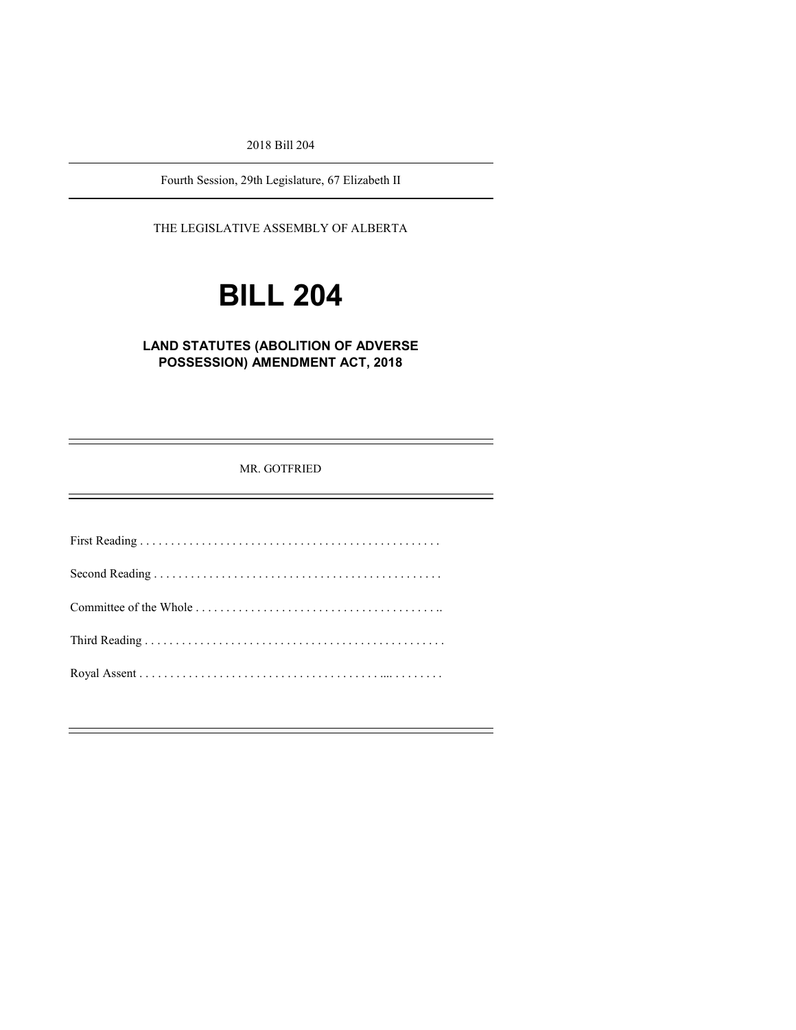2018 Bill 204

Fourth Session, 29th Legislature, 67 Elizabeth II

THE LEGISLATIVE ASSEMBLY OF ALBERTA

# BILL 204

## LAND STATUTES (ABOLITION OF ADVERSE POSSESSION) AMENDMENT ACT, 2018

MR. GOTFRIED

First Reading . . . . . . . . . . . . . . . . . . . . . . . . . . . . . . . . . . . . . . . . . . . . . . . . .

Second Reading . . . . . . . . . . . . . . . . . . . . . . . . . . . . . . . . . . . . . . . . . . . . . . .

Committee of the Whole . . . . . . . . . . . . . . . . . . . . . . . . . . . . . . . . . . . . . . . ..

Third Reading . . . . . . . . . . . . . . . . . . . . . . . . . . . . . . . . . . . . . . . . . . . . . . . . .

Royal Assent . . . . . . . . . . . . . . . . . . . . . . . . . . . . . . . . . . . . . . .... . . . . . . . .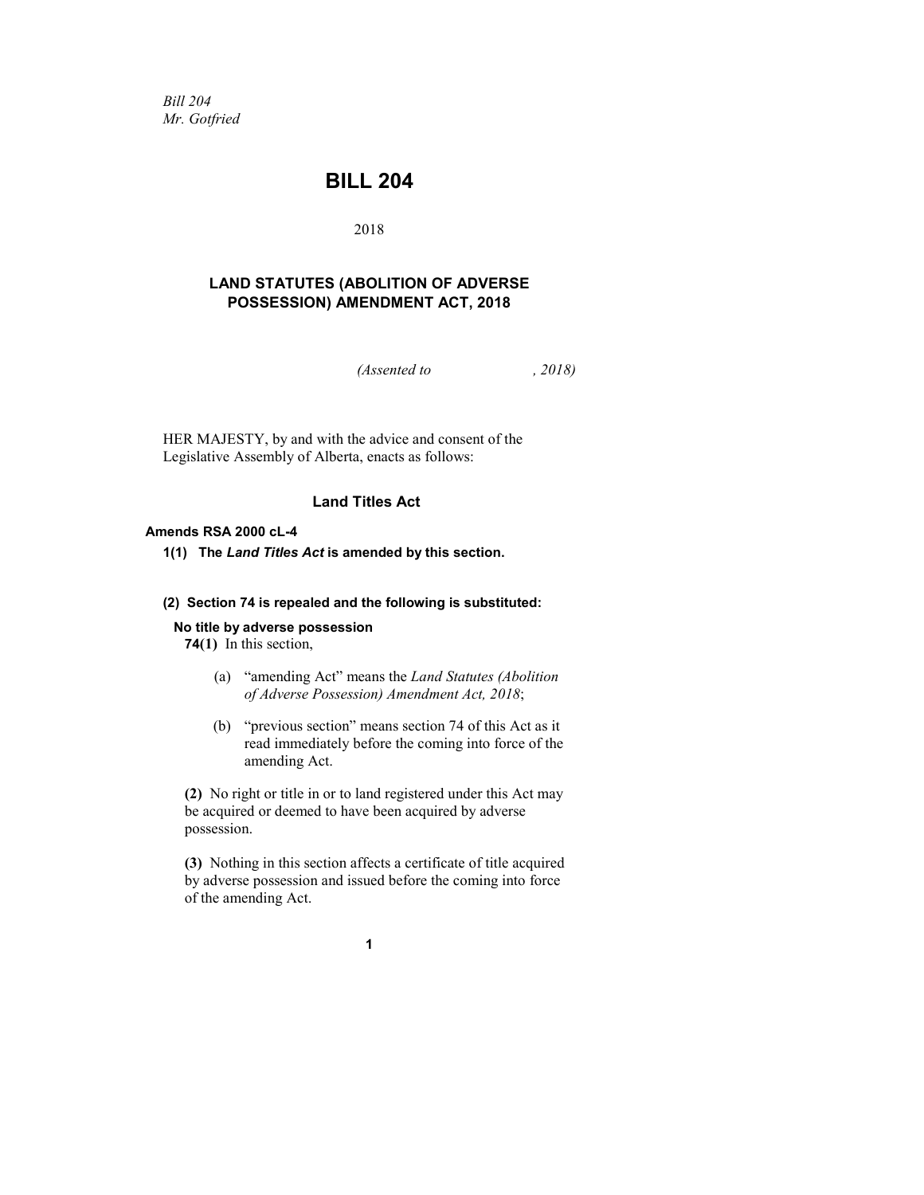*Bill 204*
*Mr. Gotfried*

# BILL 204

2018

## LAND STATUTES (ABOLITION OF ADVERSE POSSESSION) AMENDMENT ACT, 2018

*(Assented to , 2018)*

HER MAJESTY, by and with the advice and consent of the Legislative Assembly of Alberta, enacts as follows:

### Land Titles Act

**Amends RSA 2000 cL-4**

**1(1) The *Land Titles Act* is amended by this section.**

**(2) Section 74 is repealed and the following is substituted:**

**No title by adverse possession**

**74(1)** In this section,

(a) "amending Act" means the *Land Statutes (Abolition of Adverse Possession) Amendment Act, 2018*;

(b) "previous section" means section 74 of this Act as it read immediately before the coming into force of the amending Act.

**(2)** No right or title in or to land registered under this Act may be acquired or deemed to have been acquired by adverse possession.

**(3)** Nothing in this section affects a certificate of title acquired by adverse possession and issued before the coming into force of the amending Act.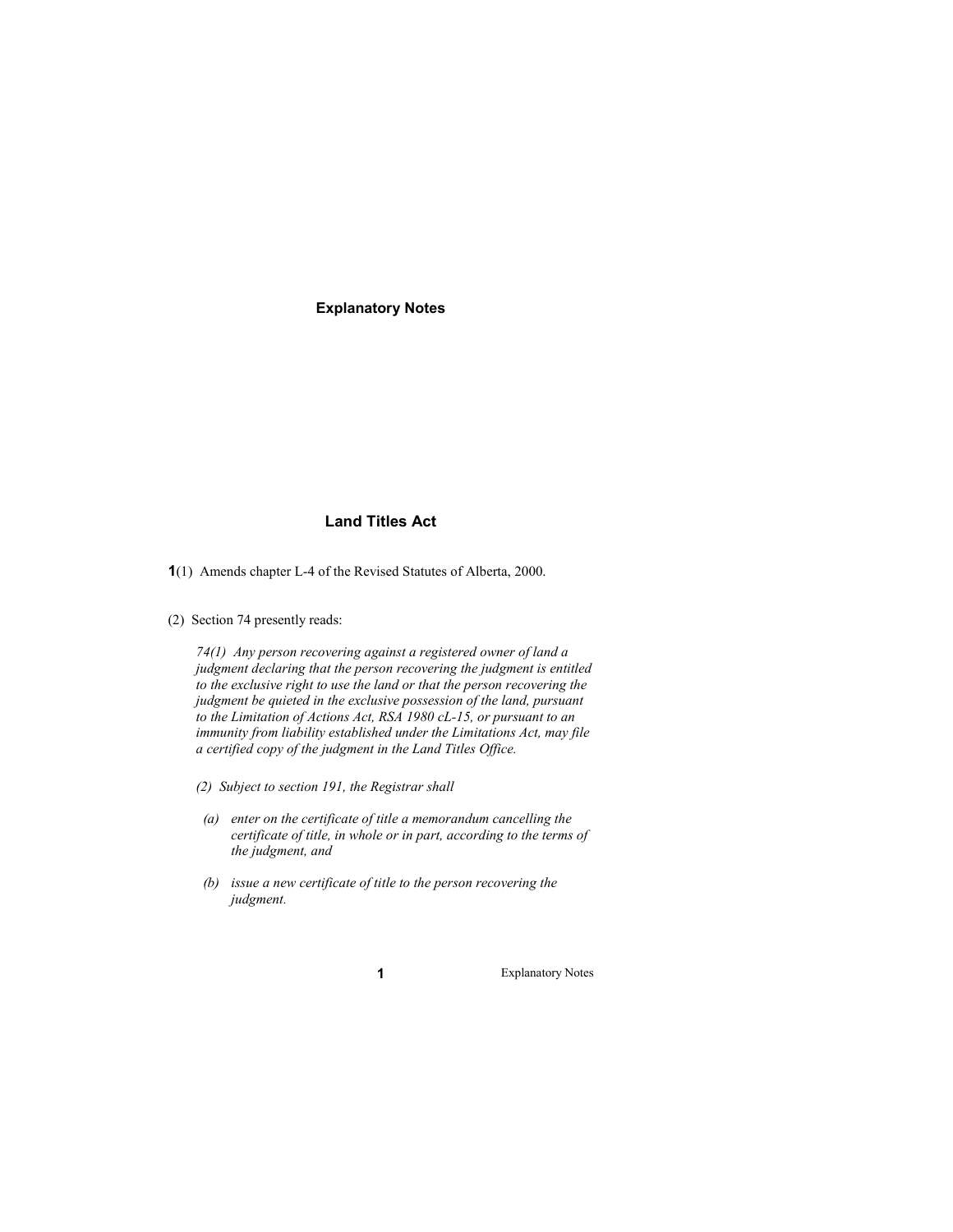# Explanatory Notes

## Land Titles Act

**1**(1) Amends chapter L-4 of the Revised Statutes of Alberta, 2000.

(2) Section 74 presently reads:

> *74(1) Any person recovering against a registered owner of land a judgment declaring that the person recovering the judgment is entitled to the exclusive right to use the land or that the person recovering the judgment be quieted in the exclusive possession of the land, pursuant to the Limitation of Actions Act, RSA 1980 cL-15, or pursuant to an immunity from liability established under the Limitations Act, may file a certified copy of the judgment in the Land Titles Office.*
>
> *(2) Subject to section 191, the Registrar shall*
>
> *(a) enter on the certificate of title a memorandum cancelling the certificate of title, in whole or in part, according to the terms of the judgment, and*
>
> *(b) issue a new certificate of title to the person recovering the judgment.*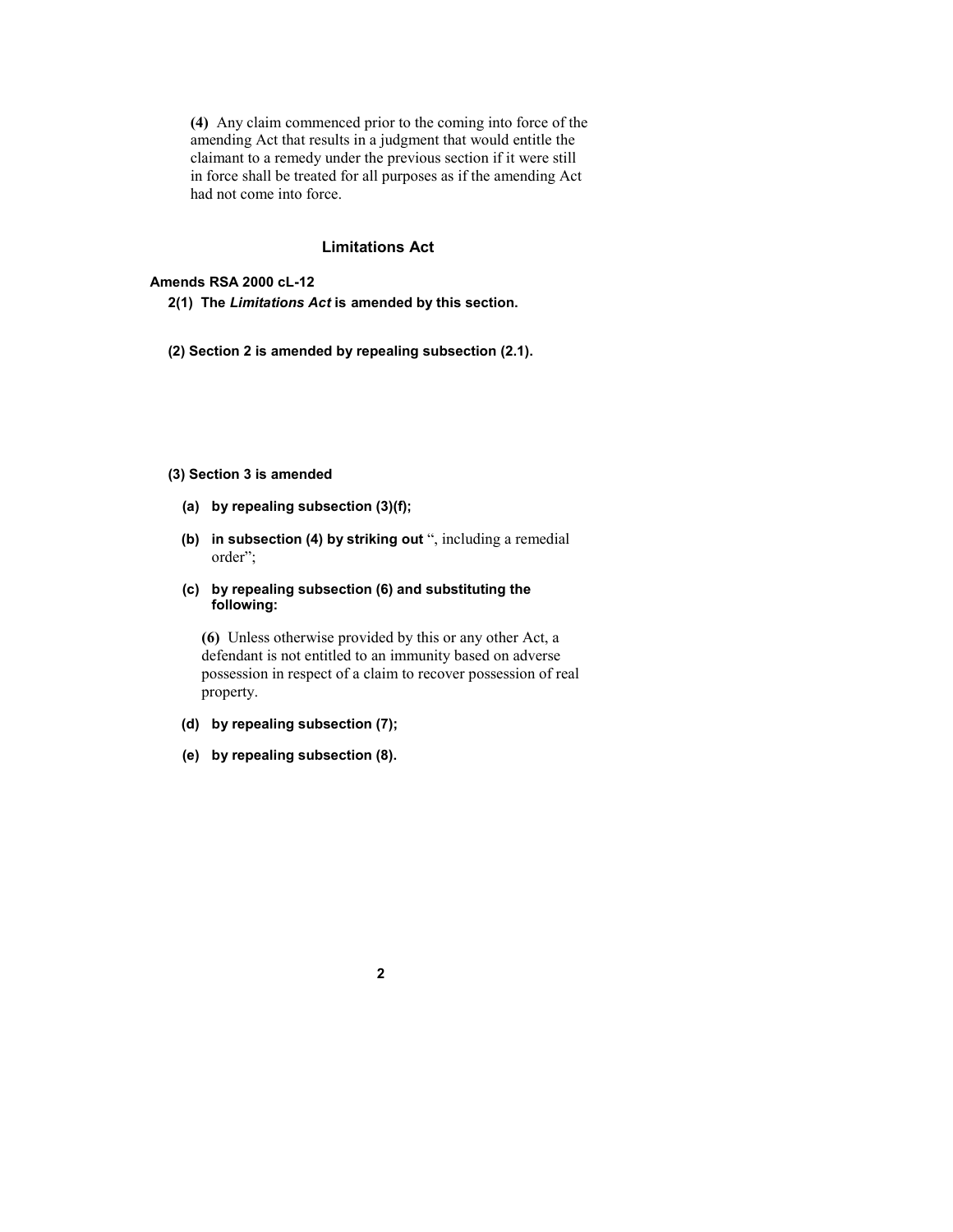**(4)** Any claim commenced prior to the coming into force of the amending Act that results in a judgment that would entitle the claimant to a remedy under the previous section if it were still in force shall be treated for all purposes as if the amending Act had not come into force.

## Limitations Act

**Amends RSA 2000 cL-12**

**2(1) The *Limitations Act* is amended by this section.**

**(2) Section 2 is amended by repealing subsection (2.1).**

**(3) Section 3 is amended**

**(a) by repealing subsection (3)(f);**

**(b) in subsection (4) by striking out** “, including a remedial order”;

**(c) by repealing subsection (6) and substituting the following:**

**(6)** Unless otherwise provided by this or any other Act, a defendant is not entitled to an immunity based on adverse possession in respect of a claim to recover possession of real property.

**(d) by repealing subsection (7);**

**(e) by repealing subsection (8).**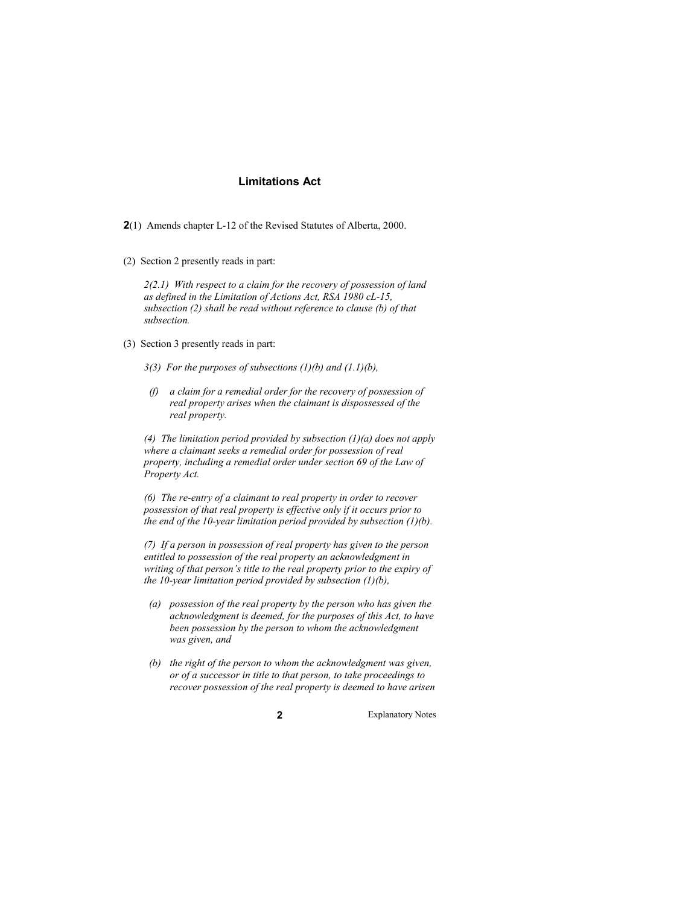## Limitations Act

**2**(1) Amends chapter L-12 of the Revised Statutes of Alberta, 2000.

(2) Section 2 presently reads in part:

*2(2.1) With respect to a claim for the recovery of possession of land as defined in the Limitation of Actions Act, RSA 1980 cL-15, subsection (2) shall be read without reference to clause (b) of that subsection.*

(3) Section 3 presently reads in part:

*3(3) For the purposes of subsections (1)(b) and (1.1)(b),*

*(f) a claim for a remedial order for the recovery of possession of real property arises when the claimant is dispossessed of the real property.*

*(4) The limitation period provided by subsection (1)(a) does not apply where a claimant seeks a remedial order for possession of real property, including a remedial order under section 69 of the Law of Property Act.*

*(6) The re-entry of a claimant to real property in order to recover possession of that real property is effective only if it occurs prior to the end of the 10-year limitation period provided by subsection (1)(b).*

*(7) If a person in possession of real property has given to the person entitled to possession of the real property an acknowledgment in writing of that person's title to the real property prior to the expiry of the 10-year limitation period provided by subsection (1)(b),*

*(a) possession of the real property by the person who has given the acknowledgment is deemed, for the purposes of this Act, to have been possession by the person to whom the acknowledgment was given, and*

*(b) the right of the person to whom the acknowledgment was given, or of a successor in title to that person, to take proceedings to recover possession of the real property is deemed to have arisen*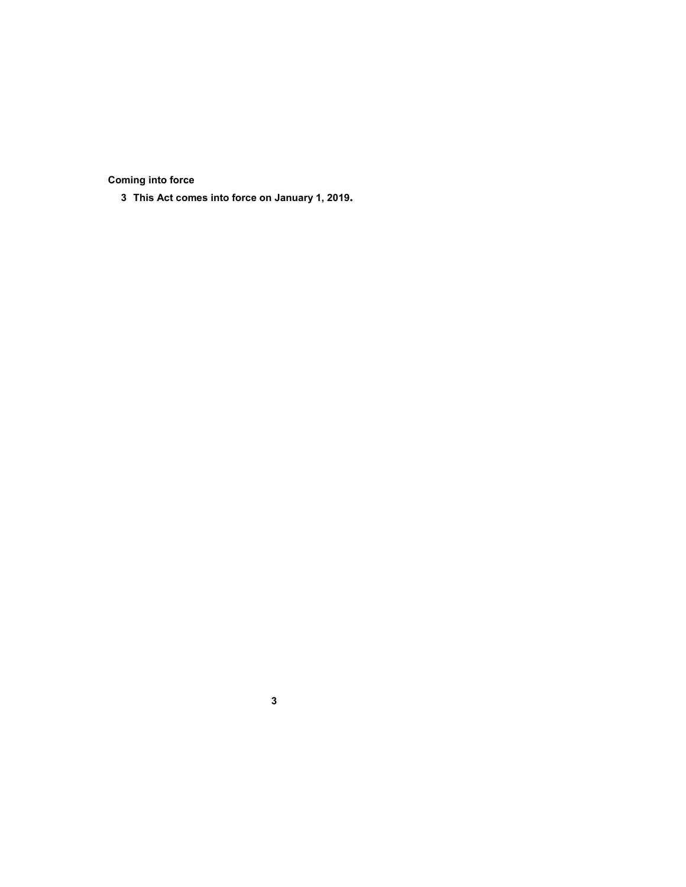**Coming into force**

**3 This Act comes into force on January 1, 2019.**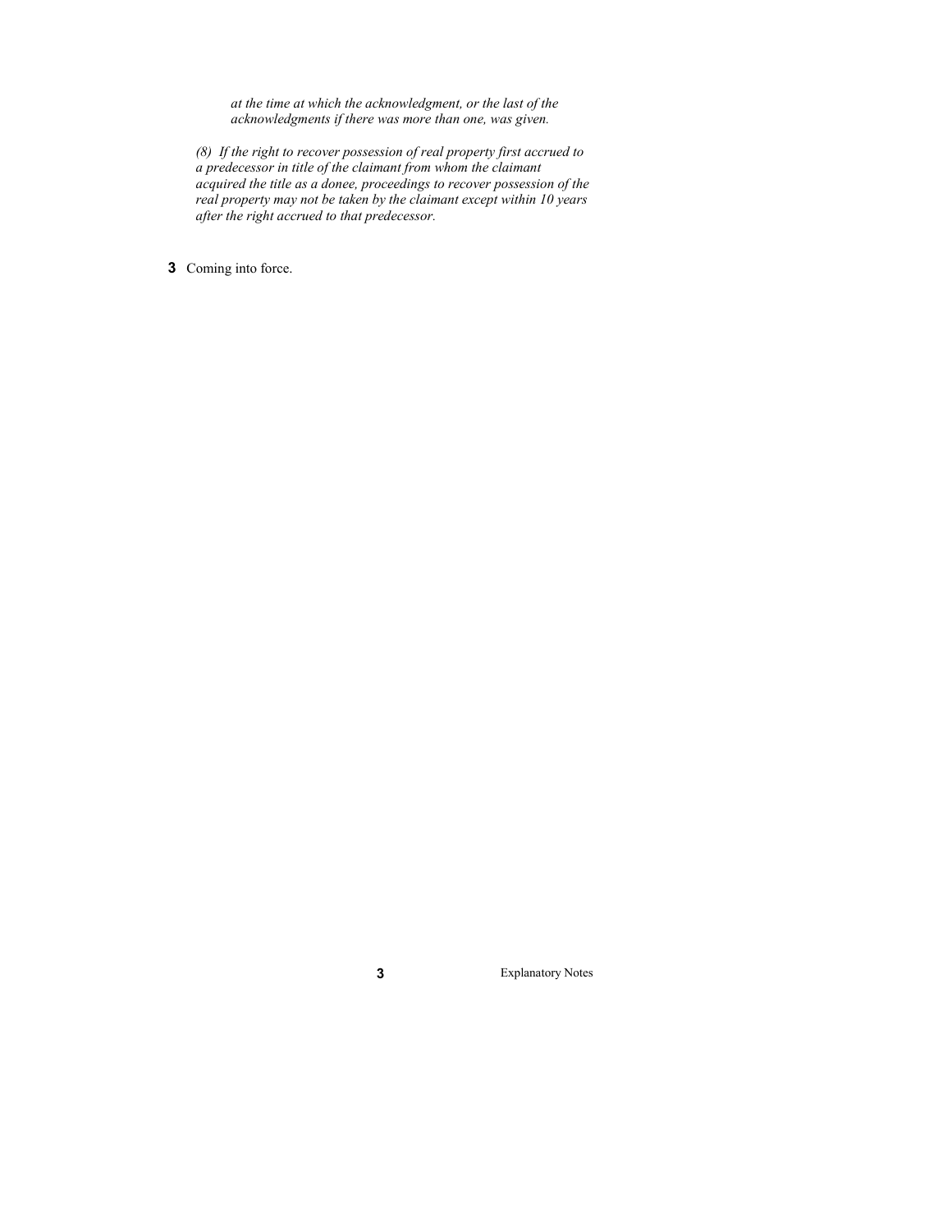*at the time at which the acknowledgment, or the last of the acknowledgments if there was more than one, was given.*

*(8) If the right to recover possession of real property first accrued to a predecessor in title of the claimant from whom the claimant acquired the title as a donee, proceedings to recover possession of the real property may not be taken by the claimant except within 10 years after the right accrued to that predecessor.*

**3** Coming into force.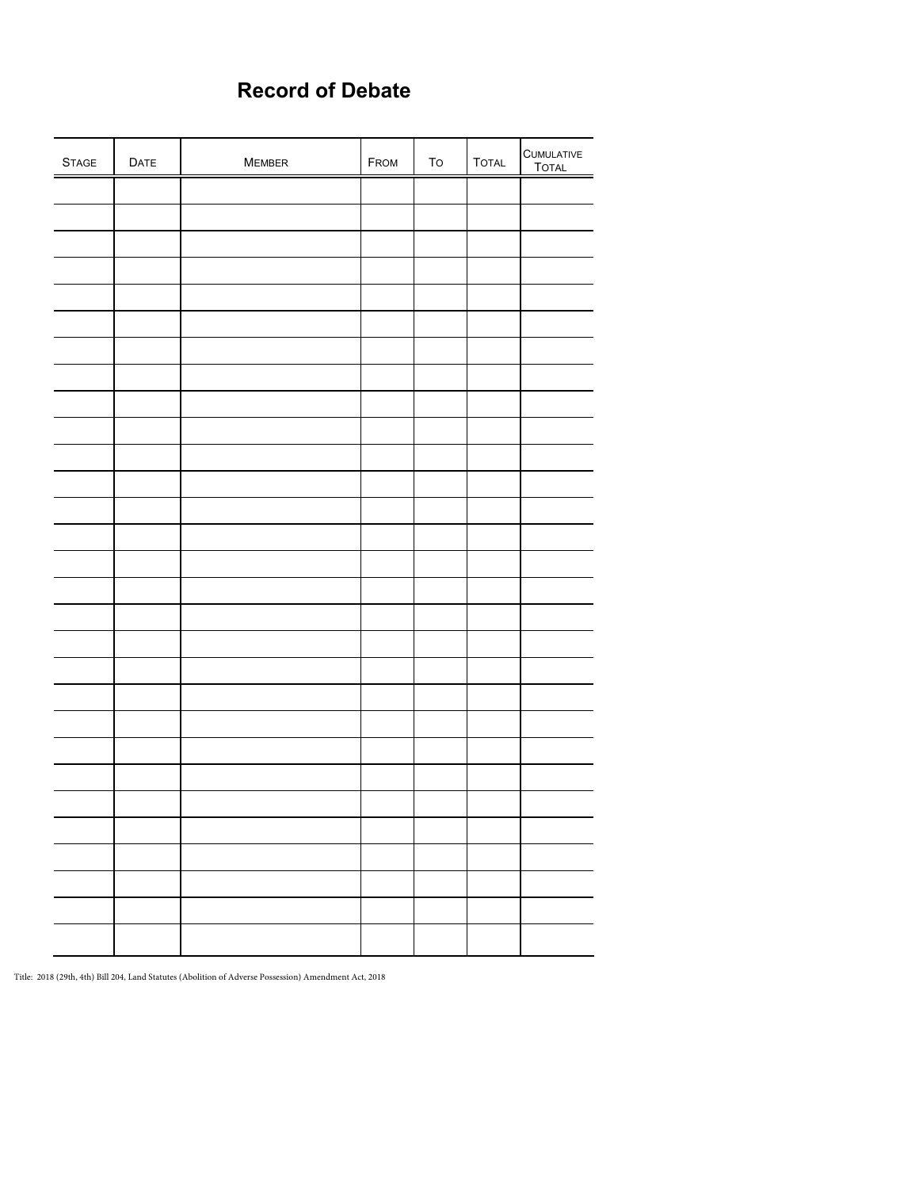## Record of Debate

| STAGE | DATE | MEMBER | FROM | TO | TOTAL | CUMULATIVE TOTAL |
|---|---|---|---|---|---|---|
| | | | | | | |
| | | | | | | |
| | | | | | | |
| | | | | | | |
| | | | | | | |
| | | | | | | |
| | | | | | | |
| | | | | | | |
| | | | | | | |
| | | | | | | |
| | | | | | | |
| | | | | | | |
| | | | | | | |
| | | | | | | |
| | | | | | | |
| | | | | | | |
| | | | | | | |
| | | | | | | |
| | | | | | | |
| | | | | | | |
| | | | | | | |
| | | | | | | |
| | | | | | | |
| | | | | | | |
| | | | | | | |
| | | | | | | |
| | | | | | | |
| | | | | | | |
| | | | | | | |

Title: 2018 (29th, 4th) Bill 204, Land Statutes (Abolition of Adverse Possession) Amendment Act, 2018